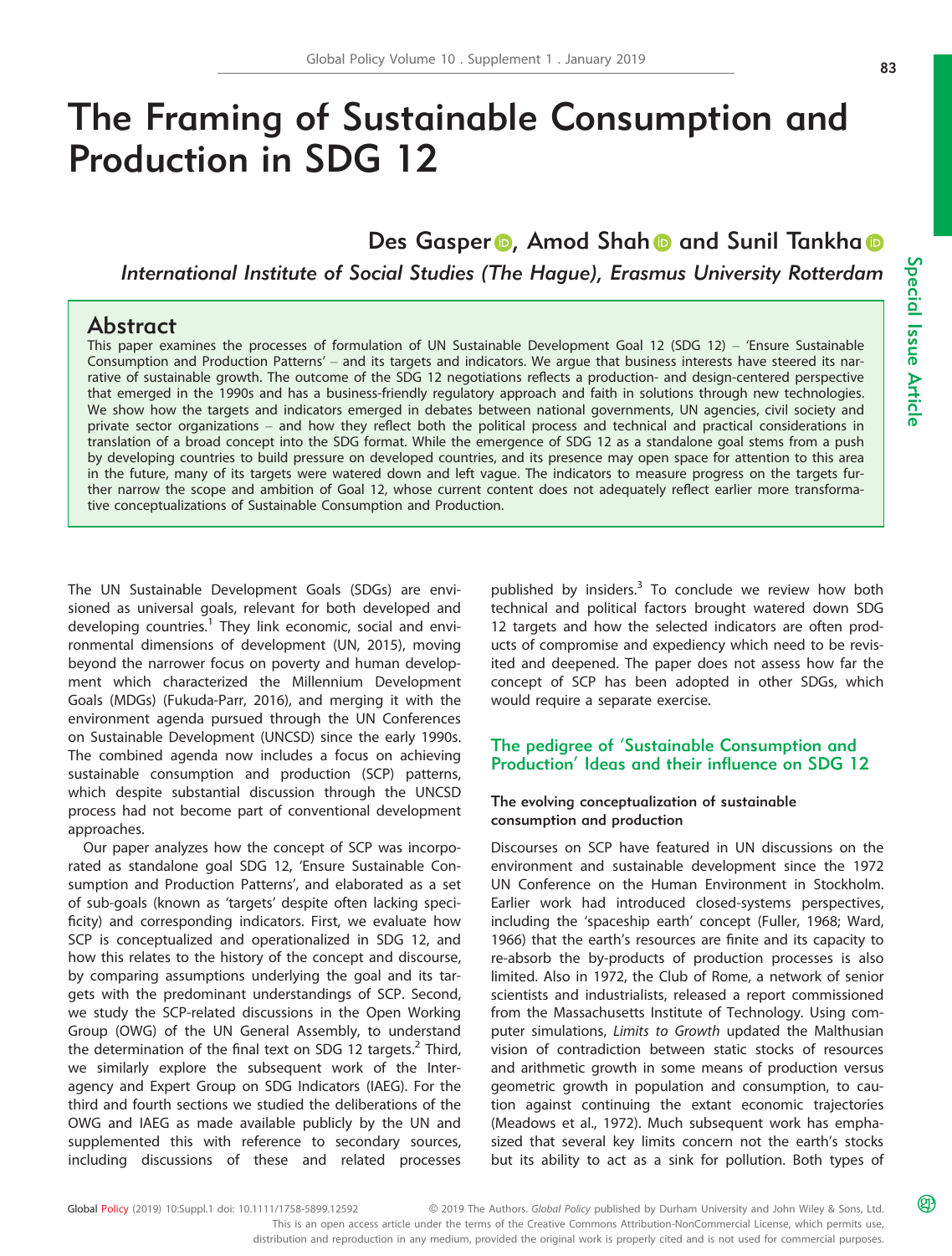# The Framing of Sustainable Consumption and Production in SDG 12

**Des Gasper, Amod Shah and Sunil Tankha**

*International Institute of Social Studies (The Hague), Erasmus University Rotterdam*

## Abstract

This paper examines the processes of formulation of UN Sustainable Development Goal 12 (SDG 12) – 'Ensure Sustainable Consumption and Production Patterns' – and its targets and indicators. We argue that business interests have steered its narrative of sustainable growth. The outcome of the SDG 12 negotiations reflects a production- and design-centered perspective that emerged in the 1990s and has a business-friendly regulatory approach and faith in solutions through new technologies. We show how the targets and indicators emerged in debates between national governments, UN agencies, civil society and private sector organizations – and how they reflect both the political process and technical and practical considerations in translation of a broad concept into the SDG format. While the emergence of SDG 12 as a standalone goal stems from a push by developing countries to build pressure on developed countries, and its presence may open space for attention to this area in the future, many of its targets were watered down and left vague. The indicators to measure progress on the targets further narrow the scope and ambition of Goal 12, whose current content does not adequately reflect earlier more transformative conceptualizations of Sustainable Consumption and Production.

The UN Sustainable Development Goals (SDGs) are envisioned as universal goals, relevant for both developed and developing countries.[1] They link economic, social and environmental dimensions of development (UN, 2015), moving beyond the narrower focus on poverty and human development which characterized the Millennium Development Goals (MDGs) (Fukuda-Parr, 2016), and merging it with the environment agenda pursued through the UN Conferences on Sustainable Development (UNCSD) since the early 1990s. The combined agenda now includes a focus on achieving sustainable consumption and production (SCP) patterns, which despite substantial discussion through the UNCSD process had not become part of conventional development approaches.

Our paper analyzes how the concept of SCP was incorporated as standalone goal SDG 12, 'Ensure Sustainable Consumption and Production Patterns', and elaborated as a set of sub-goals (known as 'targets' despite often lacking specificity) and corresponding indicators. First, we evaluate how SCP is conceptualized and operationalized in SDG 12, and how this relates to the history of the concept and discourse, by comparing assumptions underlying the goal and its targets with the predominant understandings of SCP. Second, we study the SCP-related discussions in the Open Working Group (OWG) of the UN General Assembly, to understand the determination of the final text on SDG 12 targets.[2] Third, we similarly explore the subsequent work of the Inter-agency and Expert Group on SDG Indicators (IAEG). For the third and fourth sections we studied the deliberations of the OWG and IAEG as made available publicly by the UN and supplemented this with reference to secondary sources, including discussions of these and related processes published by insiders.[3] To conclude we review how both technical and political factors brought watered down SDG 12 targets and how the selected indicators are often products of compromise and expediency which need to be revisited and deepened. The paper does not assess how far the concept of SCP has been adopted in other SDGs, which would require a separate exercise.

## The pedigree of 'Sustainable Consumption and Production' Ideas and their influence on SDG 12

### The evolving conceptualization of sustainable consumption and production

Discourses on SCP have featured in UN discussions on the environment and sustainable development since the 1972 UN Conference on the Human Environment in Stockholm. Earlier work had introduced closed-systems perspectives, including the 'spaceship earth' concept (Fuller, 1968; Ward, 1966) that the earth's resources are finite and its capacity to re-absorb the by-products of production processes is also limited. Also in 1972, the Club of Rome, a network of senior scientists and industrialists, released a report commissioned from the Massachusetts Institute of Technology. Using computer simulations, *Limits to Growth* updated the Malthusian vision of contradiction between static stocks of resources and arithmetic growth in some means of production versus geometric growth in population and consumption, to caution against continuing the extant economic trajectories (Meadows et al., 1972). Much subsequent work has emphasized that several key limits concern not the earth's stocks but its ability to act as a sink for pollution. Both types of

Global Policy (2019) 10:Suppl.1 doi: 10.1111/1758-5899.12592 © 2019 The Authors. *Global Policy* published by Durham University and John Wiley & Sons, Ltd. This is an open access article under the terms of the Creative Commons Attribution-NonCommercial License, which permits use, distribution and reproduction in any medium, provided the original work is properly cited and is not used for commercial purposes.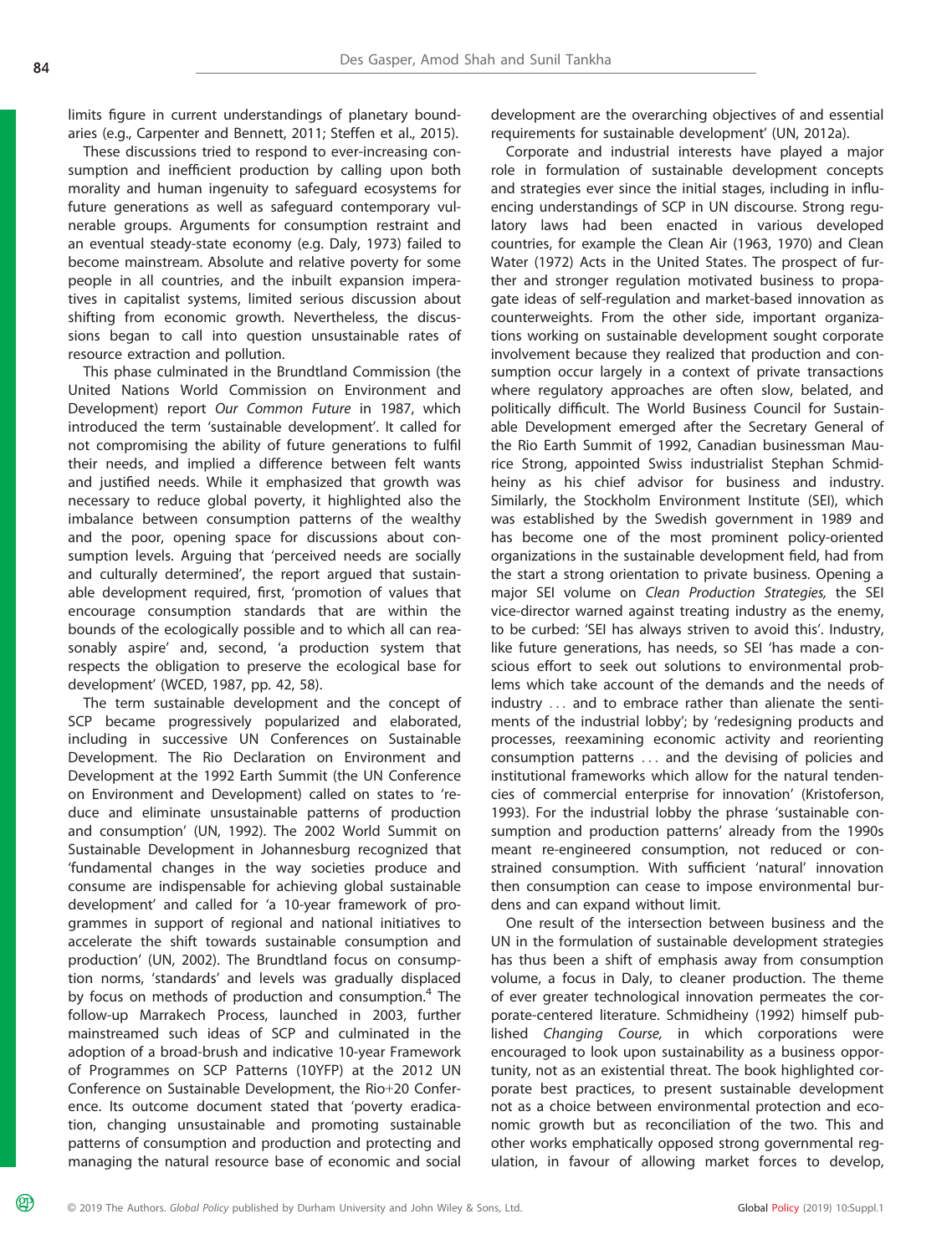limits figure in current understandings of planetary boundaries (e.g., Carpenter and Bennett, 2011; Steffen et al., 2015).

These discussions tried to respond to ever-increasing consumption and inefficient production by calling upon both morality and human ingenuity to safeguard ecosystems for future generations as well as safeguard contemporary vulnerable groups. Arguments for consumption restraint and an eventual steady-state economy (e.g. Daly, 1973) failed to become mainstream. Absolute and relative poverty for some people in all countries, and the inbuilt expansion imperatives in capitalist systems, limited serious discussion about shifting from economic growth. Nevertheless, the discussions began to call into question unsustainable rates of resource extraction and pollution.

This phase culminated in the Brundtland Commission (the United Nations World Commission on Environment and Development) report *Our Common Future* in 1987, which introduced the term 'sustainable development'. It called for not compromising the ability of future generations to fulfil their needs, and implied a difference between felt wants and justified needs. While it emphasized that growth was necessary to reduce global poverty, it highlighted also the imbalance between consumption patterns of the wealthy and the poor, opening space for discussions about consumption levels. Arguing that 'perceived needs are socially and culturally determined', the report argued that sustainable development required, first, 'promotion of values that encourage consumption standards that are within the bounds of the ecologically possible and to which all can reasonably aspire' and, second, 'a production system that respects the obligation to preserve the ecological base for development' (WCED, 1987, pp. 42, 58).

The term sustainable development and the concept of SCP became progressively popularized and elaborated, including in successive UN Conferences on Sustainable Development. The Rio Declaration on Environment and Development at the 1992 Earth Summit (the UN Conference on Environment and Development) called on states to 'reduce and eliminate unsustainable patterns of production and consumption' (UN, 1992). The 2002 World Summit on Sustainable Development in Johannesburg recognized that 'fundamental changes in the way societies produce and consume are indispensable for achieving global sustainable development' and called for 'a 10-year framework of programmes in support of regional and national initiatives to accelerate the shift towards sustainable consumption and production' (UN, 2002). The Brundtland focus on consumption norms, 'standards' and levels was gradually displaced by focus on methods of production and consumption.[4] The follow-up Marrakech Process, launched in 2003, further mainstreamed such ideas of SCP and culminated in the adoption of a broad-brush and indicative 10-year Framework of Programmes on SCP Patterns (10YFP) at the 2012 UN Conference on Sustainable Development, the Rio+20 Conference. Its outcome document stated that 'poverty eradication, changing unsustainable and promoting sustainable patterns of consumption and production and protecting and managing the natural resource base of economic and social development are the overarching objectives of and essential requirements for sustainable development' (UN, 2012a).

Corporate and industrial interests have played a major role in formulation of sustainable development concepts and strategies ever since the initial stages, including in influencing understandings of SCP in UN discourse. Strong regulatory laws had been enacted in various developed countries, for example the Clean Air (1963, 1970) and Clean Water (1972) Acts in the United States. The prospect of further and stronger regulation motivated business to propagate ideas of self-regulation and market-based innovation as counterweights. From the other side, important organizations working on sustainable development sought corporate involvement because they realized that production and consumption occur largely in a context of private transactions where regulatory approaches are often slow, belated, and politically difficult. The World Business Council for Sustainable Development emerged after the Secretary General of the Rio Earth Summit of 1992, Canadian businessman Maurice Strong, appointed Swiss industrialist Stephan Schmidheiny as his chief advisor for business and industry. Similarly, the Stockholm Environment Institute (SEI), which was established by the Swedish government in 1989 and has become one of the most prominent policy-oriented organizations in the sustainable development field, had from the start a strong orientation to private business. Opening a major SEI volume on *Clean Production Strategies,* the SEI vice-director warned against treating industry as the enemy, to be curbed: 'SEI has always striven to avoid this'. Industry, like future generations, has needs, so SEI 'has made a conscious effort to seek out solutions to environmental problems which take account of the demands and the needs of industry ... and to embrace rather than alienate the sentiments of the industrial lobby'; by 'redesigning products and processes, reexamining economic activity and reorienting consumption patterns ... and the devising of policies and institutional frameworks which allow for the natural tendencies of commercial enterprise for innovation' (Kristoferson, 1993). For the industrial lobby the phrase 'sustainable consumption and production patterns' already from the 1990s meant re-engineered consumption, not reduced or constrained consumption. With sufficient 'natural' innovation then consumption can cease to impose environmental burdens and can expand without limit.

One result of the intersection between business and the UN in the formulation of sustainable development strategies has thus been a shift of emphasis away from consumption volume, a focus in Daly, to cleaner production. The theme of ever greater technological innovation permeates the corporate-centered literature. Schmidheiny (1992) himself published *Changing Course,* in which corporations were encouraged to look upon sustainability as a business opportunity, not as an existential threat. The book highlighted corporate best practices, to present sustainable development not as a choice between environmental protection and economic growth but as reconciliation of the two. This and other works emphatically opposed strong governmental regulation, in favour of allowing market forces to develop,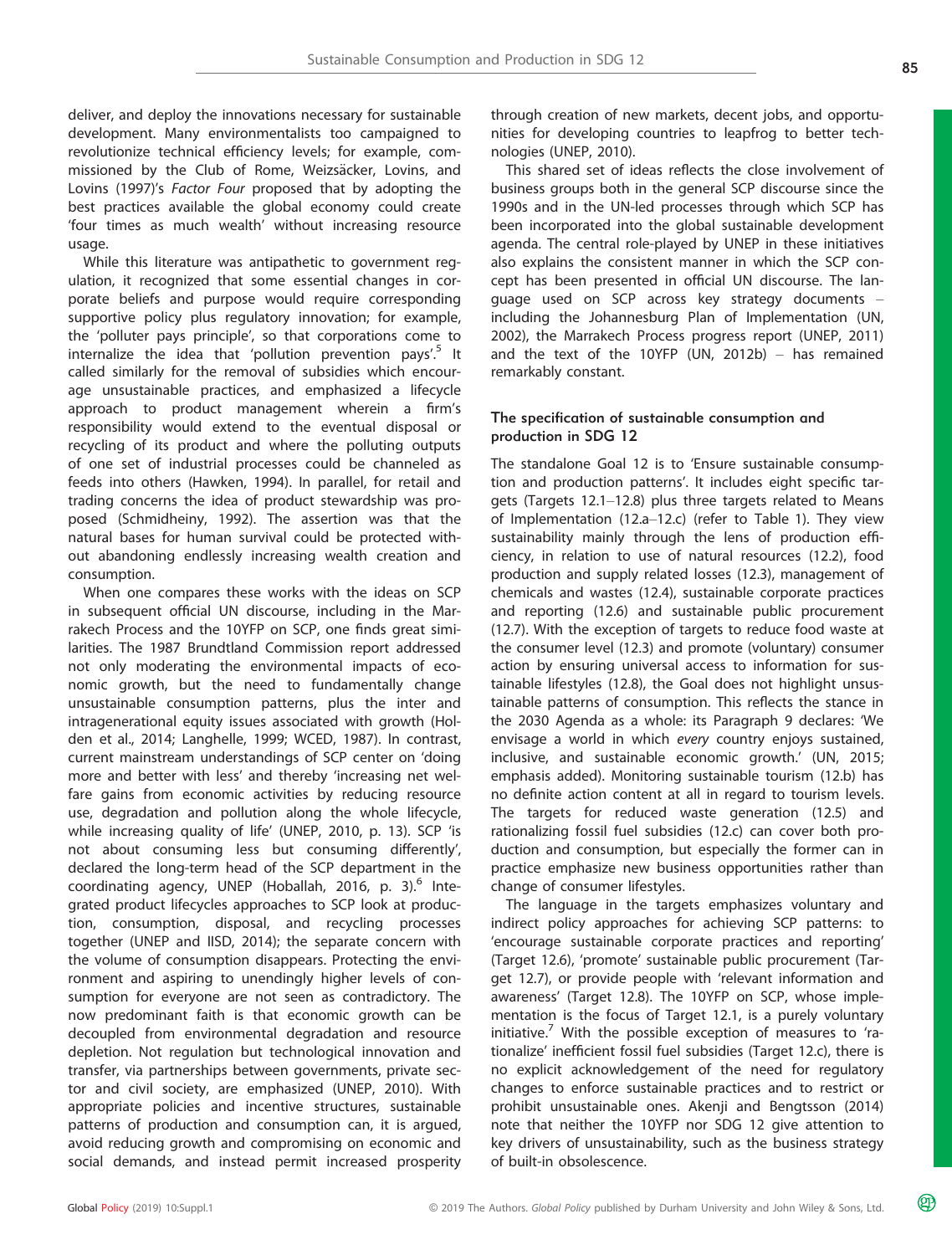deliver, and deploy the innovations necessary for sustainable development. Many environmentalists too campaigned to revolutionize technical efficiency levels; for example, commissioned by the Club of Rome, Weizsäcker, Lovins, and Lovins (1997)'s *Factor Four* proposed that by adopting the best practices available the global economy could create 'four times as much wealth' without increasing resource usage.

While this literature was antipathetic to government regulation, it recognized that some essential changes in corporate beliefs and purpose would require corresponding supportive policy plus regulatory innovation; for example, the 'polluter pays principle', so that corporations come to internalize the idea that 'pollution prevention pays'.[5] It called similarly for the removal of subsidies which encourage unsustainable practices, and emphasized a lifecycle approach to product management wherein a firm's responsibility would extend to the eventual disposal or recycling of its product and where the polluting outputs of one set of industrial processes could be channeled as feeds into others (Hawken, 1994). In parallel, for retail and trading concerns the idea of product stewardship was proposed (Schmidheiny, 1992). The assertion was that the natural bases for human survival could be protected without abandoning endlessly increasing wealth creation and consumption.

When one compares these works with the ideas on SCP in subsequent official UN discourse, including in the Marrakech Process and the 10YFP on SCP, one finds great similarities. The 1987 Brundtland Commission report addressed not only moderating the environmental impacts of economic growth, but the need to fundamentally change unsustainable consumption patterns, plus the inter and intragenerational equity issues associated with growth (Holden et al., 2014; Langhelle, 1999; WCED, 1987). In contrast, current mainstream understandings of SCP center on 'doing more and better with less' and thereby 'increasing net welfare gains from economic activities by reducing resource use, degradation and pollution along the whole lifecycle, while increasing quality of life' (UNEP, 2010, p. 13). SCP 'is not about consuming less but consuming differently', declared the long-term head of the SCP department in the coordinating agency, UNEP (Hoballah, 2016, p. 3).[6] Integrated product lifecycles approaches to SCP look at production, consumption, disposal, and recycling processes together (UNEP and IISD, 2014); the separate concern with the volume of consumption disappears. Protecting the environment and aspiring to unendingly higher levels of consumption for everyone are not seen as contradictory. The now predominant faith is that economic growth can be decoupled from environmental degradation and resource depletion. Not regulation but technological innovation and transfer, via partnerships between governments, private sector and civil society, are emphasized (UNEP, 2010). With appropriate policies and incentive structures, sustainable patterns of production and consumption can, it is argued, avoid reducing growth and compromising on economic and social demands, and instead permit increased prosperity through creation of new markets, decent jobs, and opportunities for developing countries to leapfrog to better technologies (UNEP, 2010).

This shared set of ideas reflects the close involvement of business groups both in the general SCP discourse since the 1990s and in the UN-led processes through which SCP has been incorporated into the global sustainable development agenda. The central role-played by UNEP in these initiatives also explains the consistent manner in which the SCP concept has been presented in official UN discourse. The language used on SCP across key strategy documents – including the Johannesburg Plan of Implementation (UN, 2002), the Marrakech Process progress report (UNEP, 2011) and the text of the 10YFP (UN, 2012b) – has remained remarkably constant.

### The specification of sustainable consumption and production in SDG 12

The standalone Goal 12 is to 'Ensure sustainable consumption and production patterns'. It includes eight specific targets (Targets 12.1–12.8) plus three targets related to Means of Implementation (12.a–12.c) (refer to Table 1). They view sustainability mainly through the lens of production efficiency, in relation to use of natural resources (12.2), food production and supply related losses (12.3), management of chemicals and wastes (12.4), sustainable corporate practices and reporting (12.6) and sustainable public procurement (12.7). With the exception of targets to reduce food waste at the consumer level (12.3) and promote (voluntary) consumer action by ensuring universal access to information for sustainable lifestyles (12.8), the Goal does not highlight unsustainable patterns of consumption. This reflects the stance in the 2030 Agenda as a whole: its Paragraph 9 declares: 'We envisage a world in which *every* country enjoys sustained, inclusive, and sustainable economic growth.' (UN, 2015; emphasis added). Monitoring sustainable tourism (12.b) has no definite action content at all in regard to tourism levels. The targets for reduced waste generation (12.5) and rationalizing fossil fuel subsidies (12.c) can cover both production and consumption, but especially the former can in practice emphasize new business opportunities rather than change of consumer lifestyles.

The language in the targets emphasizes voluntary and indirect policy approaches for achieving SCP patterns: to 'encourage sustainable corporate practices and reporting' (Target 12.6), 'promote' sustainable public procurement (Target 12.7), or provide people with 'relevant information and awareness' (Target 12.8). The 10YFP on SCP, whose implementation is the focus of Target 12.1, is a purely voluntary initiative.[7] With the possible exception of measures to 'rationalize' inefficient fossil fuel subsidies (Target 12.c), there is no explicit acknowledgement of the need for regulatory changes to enforce sustainable practices and to restrict or prohibit unsustainable ones. Akenji and Bengtsson (2014) note that neither the 10YFP nor SDG 12 give attention to key drivers of unsustainability, such as the business strategy of built-in obsolescence.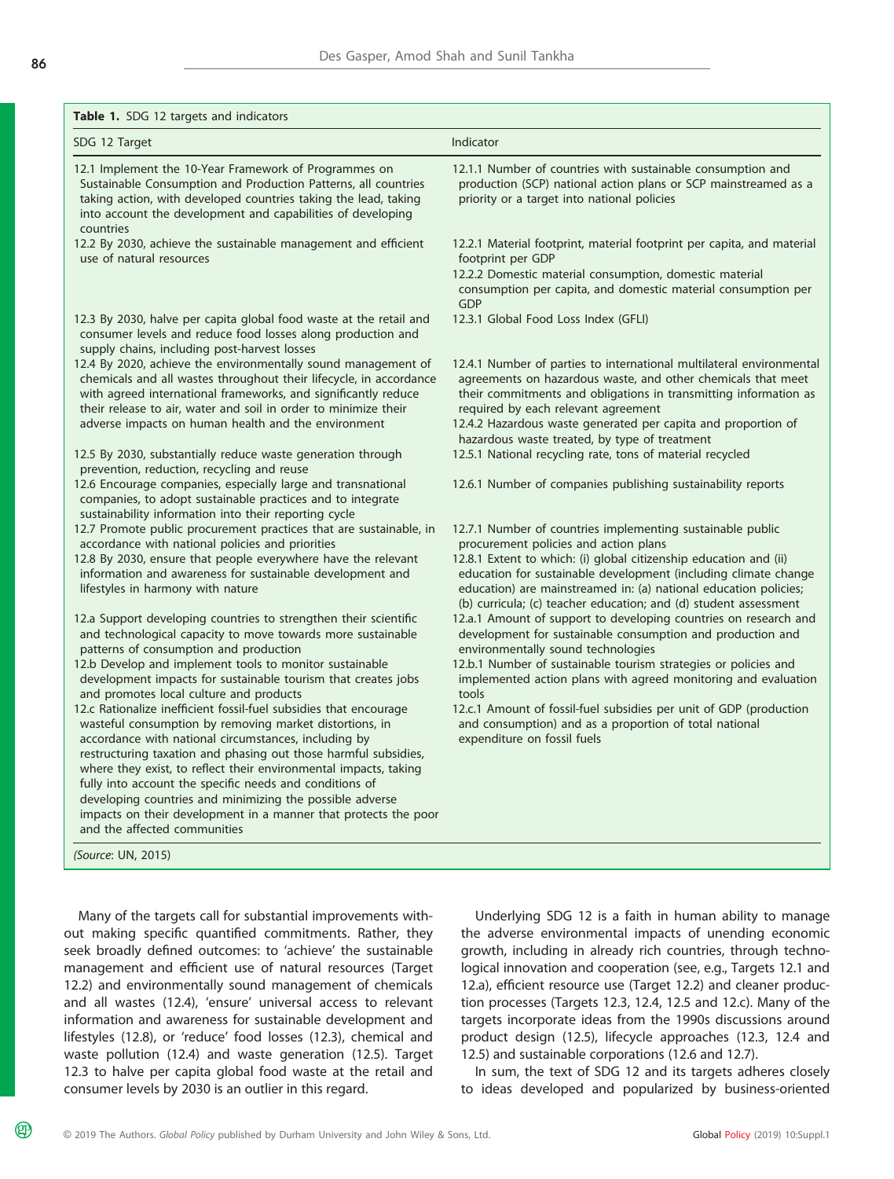**Table 1.** SDG 12 targets and indicators

| SDG 12 Target | Indicator |
|---|---|
| 12.1 Implement the 10-Year Framework of Programmes on Sustainable Consumption and Production Patterns, all countries taking action, with developed countries taking the lead, taking into account the development and capabilities of developing countries | 12.1.1 Number of countries with sustainable consumption and production (SCP) national action plans or SCP mainstreamed as a priority or a target into national policies |
| 12.2 By 2030, achieve the sustainable management and efficient use of natural resources | 12.2.1 Material footprint, material footprint per capita, and material footprint per GDP<br>12.2.2 Domestic material consumption, domestic material consumption per capita, and domestic material consumption per GDP |
| 12.3 By 2030, halve per capita global food waste at the retail and consumer levels and reduce food losses along production and supply chains, including post-harvest losses | 12.3.1 Global Food Loss Index (GFLI) |
| 12.4 By 2020, achieve the environmentally sound management of chemicals and all wastes throughout their lifecycle, in accordance with agreed international frameworks, and significantly reduce their release to air, water and soil in order to minimize their adverse impacts on human health and the environment | 12.4.1 Number of parties to international multilateral environmental agreements on hazardous waste, and other chemicals that meet their commitments and obligations in transmitting information as required by each relevant agreement<br>12.4.2 Hazardous waste generated per capita and proportion of hazardous waste treated, by type of treatment |
| 12.5 By 2030, substantially reduce waste generation through prevention, reduction, recycling and reuse | 12.5.1 National recycling rate, tons of material recycled |
| 12.6 Encourage companies, especially large and transnational companies, to adopt sustainable practices and to integrate sustainability information into their reporting cycle | 12.6.1 Number of companies publishing sustainability reports |
| 12.7 Promote public procurement practices that are sustainable, in accordance with national policies and priorities | 12.7.1 Number of countries implementing sustainable public procurement policies and action plans |
| 12.8 By 2030, ensure that people everywhere have the relevant information and awareness for sustainable development and lifestyles in harmony with nature | 12.8.1 Extent to which: (i) global citizenship education and (ii) education for sustainable development (including climate change education) are mainstreamed in: (a) national education policies; (b) curricula; (c) teacher education; and (d) student assessment |
| 12.a Support developing countries to strengthen their scientific and technological capacity to move towards more sustainable patterns of consumption and production | 12.a.1 Amount of support to developing countries on research and development for sustainable consumption and production and environmentally sound technologies |
| 12.b Develop and implement tools to monitor sustainable development impacts for sustainable tourism that creates jobs and promotes local culture and products | 12.b.1 Number of sustainable tourism strategies or policies and implemented action plans with agreed monitoring and evaluation tools |
| 12.c Rationalize inefficient fossil-fuel subsidies that encourage wasteful consumption by removing market distortions, in accordance with national circumstances, including by restructuring taxation and phasing out those harmful subsidies, where they exist, to reflect their environmental impacts, taking fully into account the specific needs and conditions of developing countries and minimizing the possible adverse impacts on their development in a manner that protects the poor and the affected communities | 12.c.1 Amount of fossil-fuel subsidies per unit of GDP (production and consumption) and as a proportion of total national expenditure on fossil fuels |

(*Source*: UN, 2015)

Many of the targets call for substantial improvements without making specific quantified commitments. Rather, they seek broadly defined outcomes: to 'achieve' the sustainable management and efficient use of natural resources (Target 12.2) and environmentally sound management of chemicals and all wastes (12.4), 'ensure' universal access to relevant information and awareness for sustainable development and lifestyles (12.8), or 'reduce' food losses (12.3), chemical and waste pollution (12.4) and waste generation (12.5). Target 12.3 to halve per capita global food waste at the retail and consumer levels by 2030 is an outlier in this regard.

Underlying SDG 12 is a faith in human ability to manage the adverse environmental impacts of unending economic growth, including in already rich countries, through technological innovation and cooperation (see, e.g., Targets 12.1 and 12.a), efficient resource use (Target 12.2) and cleaner production processes (Targets 12.3, 12.4, 12.5 and 12.c). Many of the targets incorporate ideas from the 1990s discussions around product design (12.5), lifecycle approaches (12.3, 12.4 and 12.5) and sustainable corporations (12.6 and 12.7).

In sum, the text of SDG 12 and its targets adheres closely to ideas developed and popularized by business-oriented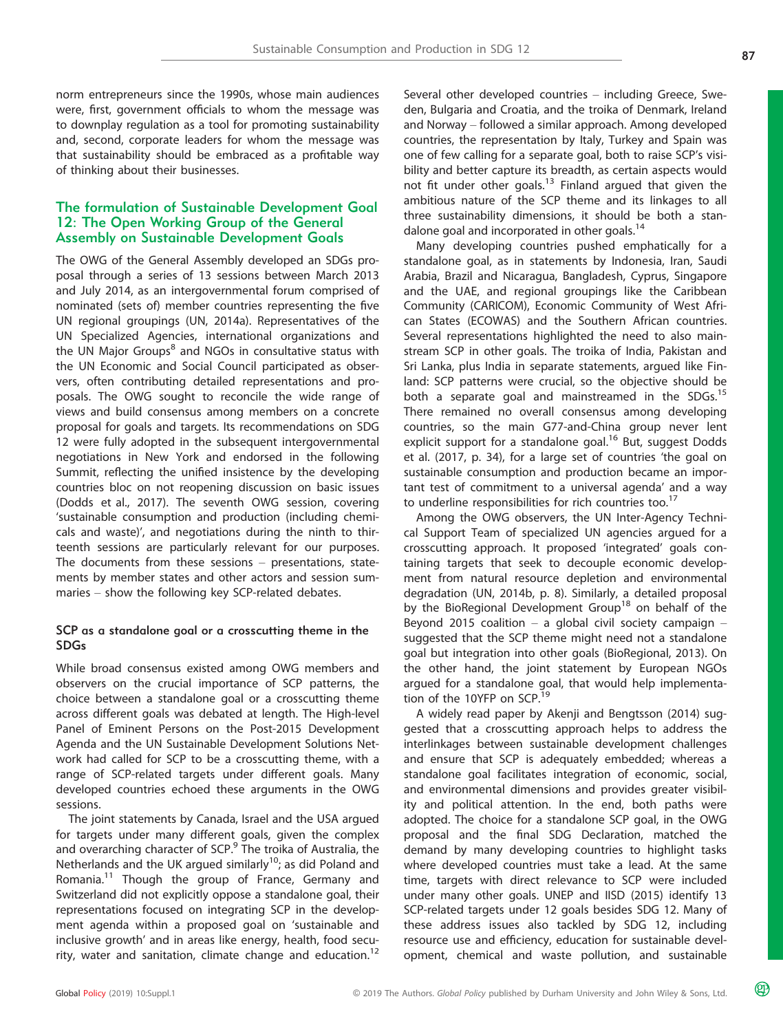norm entrepreneurs since the 1990s, whose main audiences were, first, government officials to whom the message was to downplay regulation as a tool for promoting sustainability and, second, corporate leaders for whom the message was that sustainability should be embraced as a profitable way of thinking about their businesses.

## The formulation of Sustainable Development Goal 12: The Open Working Group of the General Assembly on Sustainable Development Goals

The OWG of the General Assembly developed an SDGs proposal through a series of 13 sessions between March 2013 and July 2014, as an intergovernmental forum comprised of nominated (sets of) member countries representing the five UN regional groupings (UN, 2014a). Representatives of the UN Specialized Agencies, international organizations and the UN Major Groups[8] and NGOs in consultative status with the UN Economic and Social Council participated as observers, often contributing detailed representations and proposals. The OWG sought to reconcile the wide range of views and build consensus among members on a concrete proposal for goals and targets. Its recommendations on SDG 12 were fully adopted in the subsequent intergovernmental negotiations in New York and endorsed in the following Summit, reflecting the unified insistence by the developing countries bloc on not reopening discussion on basic issues (Dodds et al., 2017). The seventh OWG session, covering 'sustainable consumption and production (including chemicals and waste)', and negotiations during the ninth to thirteenth sessions are particularly relevant for our purposes. The documents from these sessions – presentations, statements by member states and other actors and session summaries – show the following key SCP-related debates.

### SCP as a standalone goal or a crosscutting theme in the SDGs

While broad consensus existed among OWG members and observers on the crucial importance of SCP patterns, the choice between a standalone goal or a crosscutting theme across different goals was debated at length. The High-level Panel of Eminent Persons on the Post-2015 Development Agenda and the UN Sustainable Development Solutions Network had called for SCP to be a crosscutting theme, with a range of SCP-related targets under different goals. Many developed countries echoed these arguments in the OWG sessions.

The joint statements by Canada, Israel and the USA argued for targets under many different goals, given the complex and overarching character of SCP.[9] The troika of Australia, the Netherlands and the UK argued similarly[10]; as did Poland and Romania.[11] Though the group of France, Germany and Switzerland did not explicitly oppose a standalone goal, their representations focused on integrating SCP in the development agenda within a proposed goal on 'sustainable and inclusive growth' and in areas like energy, health, food security, water and sanitation, climate change and education.[12] Several other developed countries – including Greece, Sweden, Bulgaria and Croatia, and the troika of Denmark, Ireland and Norway – followed a similar approach. Among developed countries, the representation by Italy, Turkey and Spain was one of few calling for a separate goal, both to raise SCP's visibility and better capture its breadth, as certain aspects would not fit under other goals.[13] Finland argued that given the ambitious nature of the SCP theme and its linkages to all three sustainability dimensions, it should be both a standalone goal and incorporated in other goals.[14]

Many developing countries pushed emphatically for a standalone goal, as in statements by Indonesia, Iran, Saudi Arabia, Brazil and Nicaragua, Bangladesh, Cyprus, Singapore and the UAE, and regional groupings like the Caribbean Community (CARICOM), Economic Community of West African States (ECOWAS) and the Southern African countries. Several representations highlighted the need to also mainstream SCP in other goals. The troika of India, Pakistan and Sri Lanka, plus India in separate statements, argued like Finland: SCP patterns were crucial, so the objective should be both a separate goal and mainstreamed in the SDGs.[15] There remained no overall consensus among developing countries, so the main G77-and-China group never lent explicit support for a standalone goal.[16] But, suggest Dodds et al. (2017, p. 34), for a large set of countries 'the goal on sustainable consumption and production became an important test of commitment to a universal agenda' and a way to underline responsibilities for rich countries too.[17]

Among the OWG observers, the UN Inter-Agency Technical Support Team of specialized UN agencies argued for a crosscutting approach. It proposed 'integrated' goals containing targets that seek to decouple economic development from natural resource depletion and environmental degradation (UN, 2014b, p. 8). Similarly, a detailed proposal by the BioRegional Development Group[18] on behalf of the Beyond 2015 coalition – a global civil society campaign – suggested that the SCP theme might need not a standalone goal but integration into other goals (BioRegional, 2013). On the other hand, the joint statement by European NGOs argued for a standalone goal, that would help implementation of the 10YFP on SCP.[19]

A widely read paper by Akenji and Bengtsson (2014) suggested that a crosscutting approach helps to address the interlinkages between sustainable development challenges and ensure that SCP is adequately embedded; whereas a standalone goal facilitates integration of economic, social, and environmental dimensions and provides greater visibility and political attention. In the end, both paths were adopted. The choice for a standalone SCP goal, in the OWG proposal and the final SDG Declaration, matched the demand by many developing countries to highlight tasks where developed countries must take a lead. At the same time, targets with direct relevance to SCP were included under many other goals. UNEP and IISD (2015) identify 13 SCP-related targets under 12 goals besides SDG 12. Many of these address issues also tackled by SDG 12, including resource use and efficiency, education for sustainable development, chemical and waste pollution, and sustainable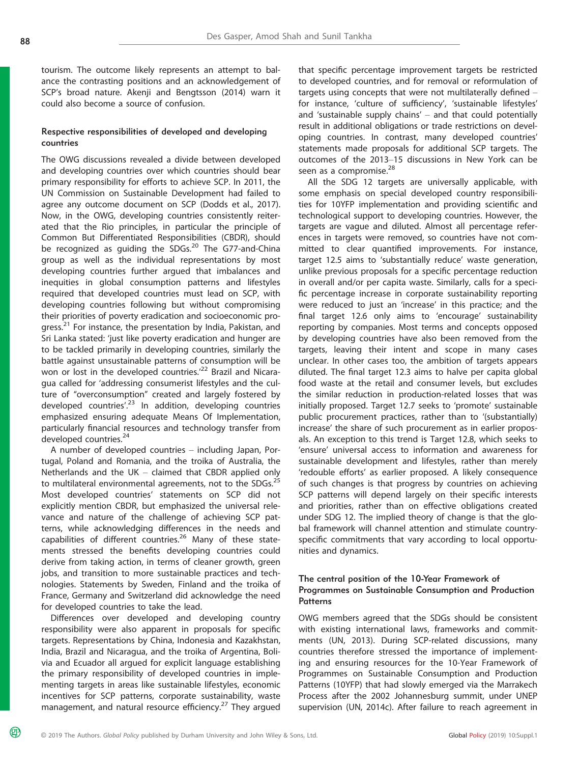tourism. The outcome likely represents an attempt to balance the contrasting positions and an acknowledgement of SCP's broad nature. Akenji and Bengtsson (2014) warn it could also become a source of confusion.

### Respective responsibilities of developed and developing countries

The OWG discussions revealed a divide between developed and developing countries over which countries should bear primary responsibility for efforts to achieve SCP. In 2011, the UN Commission on Sustainable Development had failed to agree any outcome document on SCP (Dodds et al., 2017). Now, in the OWG, developing countries consistently reiterated that the Rio principles, in particular the principle of Common But Differentiated Responsibilities (CBDR), should be recognized as guiding the SDGs.[20] The G77-and-China group as well as the individual representations by most developing countries further argued that imbalances and inequities in global consumption patterns and lifestyles required that developed countries must lead on SCP, with developing countries following but without compromising their priorities of poverty eradication and socioeconomic progress.[21] For instance, the presentation by India, Pakistan, and Sri Lanka stated: 'just like poverty eradication and hunger are to be tackled primarily in developing countries, similarly the battle against unsustainable patterns of consumption will be won or lost in the developed countries.'[22] Brazil and Nicaragua called for 'addressing consumerist lifestyles and the culture of "overconsumption" created and largely fostered by developed countries'.[23] In addition, developing countries emphasized ensuring adequate Means Of Implementation, particularly financial resources and technology transfer from developed countries.[24]

A number of developed countries – including Japan, Portugal, Poland and Romania, and the troika of Australia, the Netherlands and the UK – claimed that CBDR applied only to multilateral environmental agreements, not to the SDGs.[25] Most developed countries' statements on SCP did not explicitly mention CBDR, but emphasized the universal relevance and nature of the challenge of achieving SCP patterns, while acknowledging differences in the needs and capabilities of different countries.[26] Many of these statements stressed the benefits developing countries could derive from taking action, in terms of cleaner growth, green jobs, and transition to more sustainable practices and technologies. Statements by Sweden, Finland and the troika of France, Germany and Switzerland did acknowledge the need for developed countries to take the lead.

Differences over developed and developing country responsibility were also apparent in proposals for specific targets. Representations by China, Indonesia and Kazakhstan, India, Brazil and Nicaragua, and the troika of Argentina, Bolivia and Ecuador all argued for explicit language establishing the primary responsibility of developed countries in implementing targets in areas like sustainable lifestyles, economic incentives for SCP patterns, corporate sustainability, waste management, and natural resource efficiency.[27] They argued that specific percentage improvement targets be restricted to developed countries, and for removal or reformulation of targets using concepts that were not multilaterally defined – for instance, 'culture of sufficiency', 'sustainable lifestyles' and 'sustainable supply chains' – and that could potentially result in additional obligations or trade restrictions on developing countries. In contrast, many developed countries' statements made proposals for additional SCP targets. The outcomes of the 2013–15 discussions in New York can be seen as a compromise.[28]

All the SDG 12 targets are universally applicable, with some emphasis on special developed country responsibilities for 10YFP implementation and providing scientific and technological support to developing countries. However, the targets are vague and diluted. Almost all percentage references in targets were removed, so countries have not committed to clear quantified improvements. For instance, target 12.5 aims to 'substantially reduce' waste generation, unlike previous proposals for a specific percentage reduction in overall and/or per capita waste. Similarly, calls for a specific percentage increase in corporate sustainability reporting were reduced to just an 'increase' in this practice; and the final target 12.6 only aims to 'encourage' sustainability reporting by companies. Most terms and concepts opposed by developing countries have also been removed from the targets, leaving their intent and scope in many cases unclear. In other cases too, the ambition of targets appears diluted. The final target 12.3 aims to halve per capita global food waste at the retail and consumer levels, but excludes the similar reduction in production-related losses that was initially proposed. Target 12.7 seeks to 'promote' sustainable public procurement practices, rather than to '(substantially) increase' the share of such procurement as in earlier proposals. An exception to this trend is Target 12.8, which seeks to 'ensure' universal access to information and awareness for sustainable development and lifestyles, rather than merely 'redouble efforts' as earlier proposed. A likely consequence of such changes is that progress by countries on achieving SCP patterns will depend largely on their specific interests and priorities, rather than on effective obligations created under SDG 12. The implied theory of change is that the global framework will channel attention and stimulate country-specific commitments that vary according to local opportunities and dynamics.

### The central position of the 10-Year Framework of Programmes on Sustainable Consumption and Production Patterns

OWG members agreed that the SDGs should be consistent with existing international laws, frameworks and commitments (UN, 2013). During SCP-related discussions, many countries therefore stressed the importance of implementing and ensuring resources for the 10-Year Framework of Programmes on Sustainable Consumption and Production Patterns (10YFP) that had slowly emerged via the Marrakech Process after the 2002 Johannesburg summit, under UNEP supervision (UN, 2014c). After failure to reach agreement in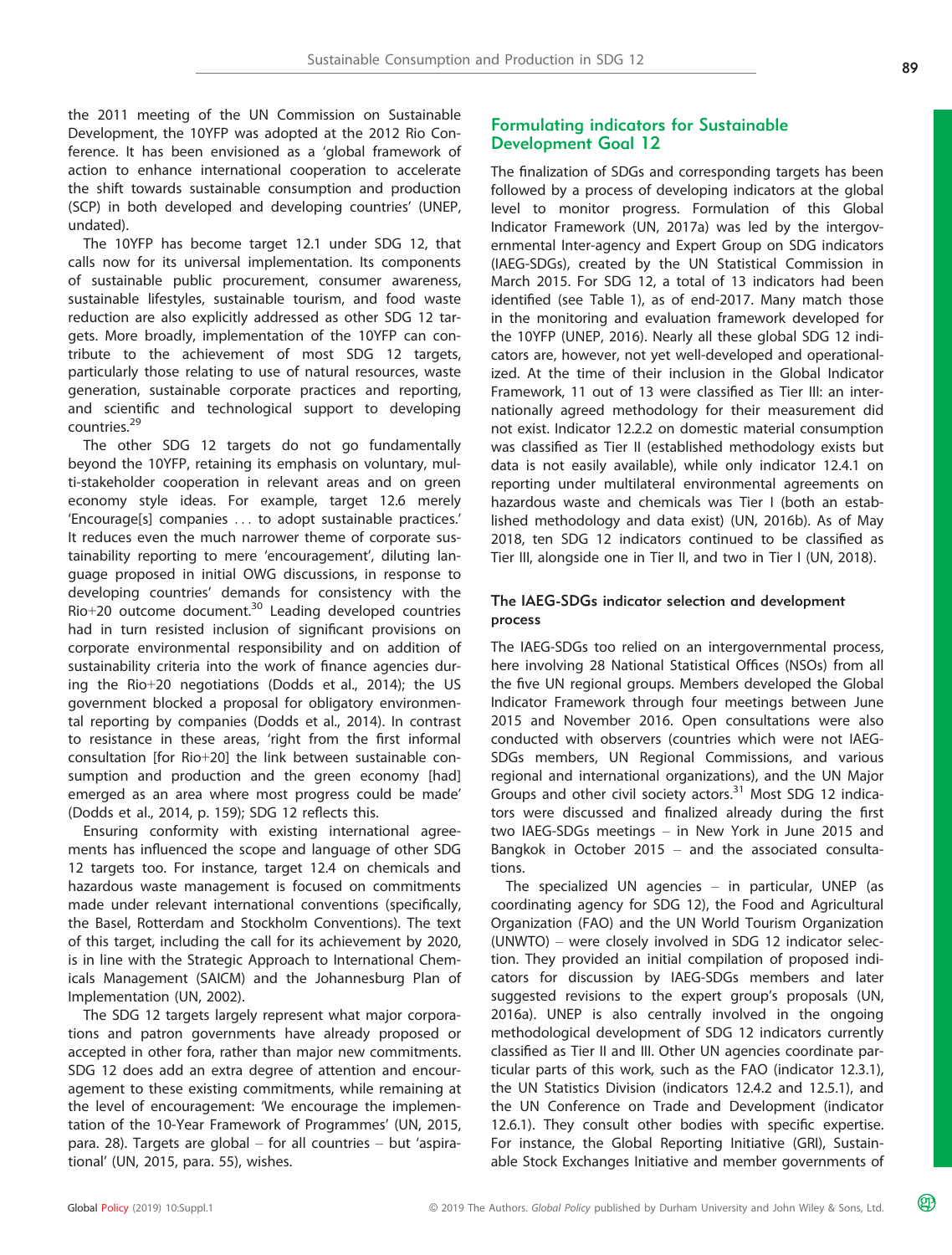the 2011 meeting of the UN Commission on Sustainable Development, the 10YFP was adopted at the 2012 Rio Conference. It has been envisioned as a 'global framework of action to enhance international cooperation to accelerate the shift towards sustainable consumption and production (SCP) in both developed and developing countries' (UNEP, undated).

The 10YFP has become target 12.1 under SDG 12, that calls now for its universal implementation. Its components of sustainable public procurement, consumer awareness, sustainable lifestyles, sustainable tourism, and food waste reduction are also explicitly addressed as other SDG 12 targets. More broadly, implementation of the 10YFP can contribute to the achievement of most SDG 12 targets, particularly those relating to use of natural resources, waste generation, sustainable corporate practices and reporting, and scientific and technological support to developing countries.[29]

The other SDG 12 targets do not go fundamentally beyond the 10YFP, retaining its emphasis on voluntary, multi-stakeholder cooperation in relevant areas and on green economy style ideas. For example, target 12.6 merely 'Encourage[s] companies ... to adopt sustainable practices.' It reduces even the much narrower theme of corporate sustainability reporting to mere 'encouragement', diluting language proposed in initial OWG discussions, in response to developing countries' demands for consistency with the Rio+20 outcome document.[30] Leading developed countries had in turn resisted inclusion of significant provisions on corporate environmental responsibility and on addition of sustainability criteria into the work of finance agencies during the Rio+20 negotiations (Dodds et al., 2014); the US government blocked a proposal for obligatory environmental reporting by companies (Dodds et al., 2014). In contrast to resistance in these areas, 'right from the first informal consultation [for Rio+20] the link between sustainable consumption and production and the green economy [had] emerged as an area where most progress could be made' (Dodds et al., 2014, p. 159); SDG 12 reflects this.

Ensuring conformity with existing international agreements has influenced the scope and language of other SDG 12 targets too. For instance, target 12.4 on chemicals and hazardous waste management is focused on commitments made under relevant international conventions (specifically, the Basel, Rotterdam and Stockholm Conventions). The text of this target, including the call for its achievement by 2020, is in line with the Strategic Approach to International Chemicals Management (SAICM) and the Johannesburg Plan of Implementation (UN, 2002).

The SDG 12 targets largely represent what major corporations and patron governments have already proposed or accepted in other fora, rather than major new commitments. SDG 12 does add an extra degree of attention and encouragement to these existing commitments, while remaining at the level of encouragement: 'We encourage the implementation of the 10-Year Framework of Programmes' (UN, 2015, para. 28). Targets are global – for all countries – but 'aspirational' (UN, 2015, para. 55), wishes.

## Formulating indicators for Sustainable Development Goal 12

The finalization of SDGs and corresponding targets has been followed by a process of developing indicators at the global level to monitor progress. Formulation of this Global Indicator Framework (UN, 2017a) was led by the intergovernmental Inter-agency and Expert Group on SDG indicators (IAEG-SDGs), created by the UN Statistical Commission in March 2015. For SDG 12, a total of 13 indicators had been identified (see Table 1), as of end-2017. Many match those in the monitoring and evaluation framework developed for the 10YFP (UNEP, 2016). Nearly all these global SDG 12 indicators are, however, not yet well-developed and operationalized. At the time of their inclusion in the Global Indicator Framework, 11 out of 13 were classified as Tier III: an internationally agreed methodology for their measurement did not exist. Indicator 12.2.2 on domestic material consumption was classified as Tier II (established methodology exists but data is not easily available), while only indicator 12.4.1 on reporting under multilateral environmental agreements on hazardous waste and chemicals was Tier I (both an established methodology and data exist) (UN, 2016b). As of May 2018, ten SDG 12 indicators continued to be classified as Tier III, alongside one in Tier II, and two in Tier I (UN, 2018).

### The IAEG-SDGs indicator selection and development process

The IAEG-SDGs too relied on an intergovernmental process, here involving 28 National Statistical Offices (NSOs) from all the five UN regional groups. Members developed the Global Indicator Framework through four meetings between June 2015 and November 2016. Open consultations were also conducted with observers (countries which were not IAEG-SDGs members, UN Regional Commissions, and various regional and international organizations), and the UN Major Groups and other civil society actors.[31] Most SDG 12 indicators were discussed and finalized already during the first two IAEG-SDGs meetings – in New York in June 2015 and Bangkok in October 2015 – and the associated consultations.

The specialized UN agencies – in particular, UNEP (as coordinating agency for SDG 12), the Food and Agricultural Organization (FAO) and the UN World Tourism Organization (UNWTO) – were closely involved in SDG 12 indicator selection. They provided an initial compilation of proposed indicators for discussion by IAEG-SDGs members and later suggested revisions to the expert group's proposals (UN, 2016a). UNEP is also centrally involved in the ongoing methodological development of SDG 12 indicators currently classified as Tier II and III. Other UN agencies coordinate particular parts of this work, such as the FAO (indicator 12.3.1), the UN Statistics Division (indicators 12.4.2 and 12.5.1), and the UN Conference on Trade and Development (indicator 12.6.1). They consult other bodies with specific expertise. For instance, the Global Reporting Initiative (GRI), Sustainable Stock Exchanges Initiative and member governments of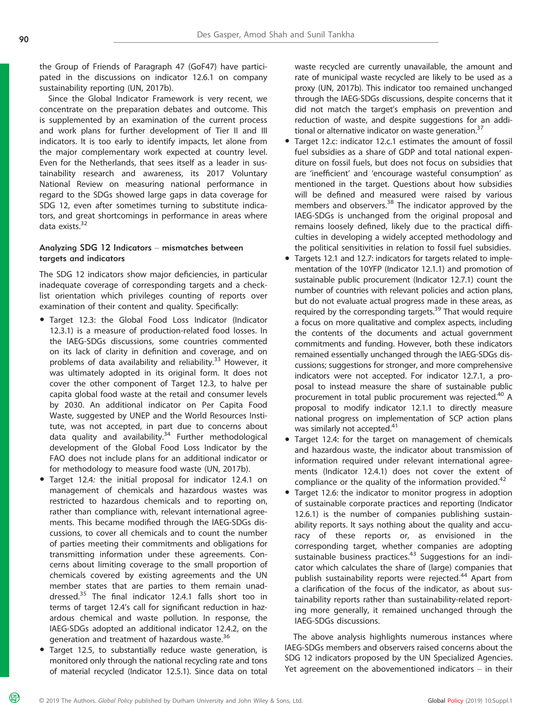the Group of Friends of Paragraph 47 (GoF47) have participated in the discussions on indicator 12.6.1 on company sustainability reporting (UN, 2017b).

Since the Global Indicator Framework is very recent, we concentrate on the preparation debates and outcome. This is supplemented by an examination of the current process and work plans for further development of Tier II and III indicators. It is too early to identify impacts, let alone from the major complementary work expected at country level. Even for the Netherlands, that sees itself as a leader in sustainability research and awareness, its 2017 Voluntary National Review on measuring national performance in regard to the SDGs showed large gaps in data coverage for SDG 12, even after sometimes turning to substitute indicators, and great shortcomings in performance in areas where data exists.[32]

### Analyzing SDG 12 Indicators – mismatches between targets and indicators

The SDG 12 indicators show major deficiencies, in particular inadequate coverage of corresponding targets and a checklist orientation which privileges counting of reports over examination of their content and quality. Specifically:

- Target 12.3: the Global Food Loss Indicator (Indicator 12.3.1) is a measure of production-related food losses. In the IAEG-SDGs discussions, some countries commented on its lack of clarity in definition and coverage, and on problems of data availability and reliability.[33] However, it was ultimately adopted in its original form. It does not cover the other component of Target 12.3, to halve per capita global food waste at the retail and consumer levels by 2030. An additional indicator on Per Capita Food Waste, suggested by UNEP and the World Resources Institute, was not accepted, in part due to concerns about data quality and availability.[34] Further methodological development of the Global Food Loss Indicator by the FAO does not include plans for an additional indicator or for methodology to measure food waste (UN, 2017b).
- Target 12.4*:* the initial proposal for indicator 12.4.1 on management of chemicals and hazardous wastes was restricted to hazardous chemicals and to reporting on, rather than compliance with, relevant international agreements. This became modified through the IAEG-SDGs discussions, to cover all chemicals and to count the number of parties meeting their commitments and obligations for transmitting information under these agreements. Concerns about limiting coverage to the small proportion of chemicals covered by existing agreements and the UN member states that are parties to them remain unaddressed.[35] The final indicator 12.4.1 falls short too in terms of target 12.4's call for significant reduction in hazardous chemical and waste pollution. In response, the IAEG-SDGs adopted an additional indicator 12.4.2, on the generation and treatment of hazardous waste.[36]
- Target 12.5, to substantially reduce waste generation, is monitored only through the national recycling rate and tons of material recycled (Indicator 12.5.1). Since data on total waste recycled are currently unavailable, the amount and rate of municipal waste recycled are likely to be used as a proxy (UN, 2017b). This indicator too remained unchanged through the IAEG-SDGs discussions, despite concerns that it did not match the target's emphasis on prevention and reduction of waste, and despite suggestions for an additional or alternative indicator on waste generation.[37]
- Target 12.c: indicator 12.c.1 estimates the amount of fossil fuel subsidies as a share of GDP and total national expenditure on fossil fuels, but does not focus on subsidies that are 'inefficient' and 'encourage wasteful consumption' as mentioned in the target. Questions about how subsidies will be defined and measured were raised by various members and observers.[38] The indicator approved by the IAEG-SDGs is unchanged from the original proposal and remains loosely defined, likely due to the practical difficulties in developing a widely accepted methodology and the political sensitivities in relation to fossil fuel subsidies.
- Targets 12.1 and 12.7: indicators for targets related to implementation of the 10YFP (Indicator 12.1.1) and promotion of sustainable public procurement (Indicator 12.7.1) count the number of countries with relevant policies and action plans, but do not evaluate actual progress made in these areas, as required by the corresponding targets.[39] That would require a focus on more qualitative and complex aspects, including the contents of the documents and actual government commitments and funding. However, both these indicators remained essentially unchanged through the IAEG-SDGs discussions; suggestions for stronger, and more comprehensive indicators were not accepted. For indicator 12.7.1, a proposal to instead measure the share of sustainable public procurement in total public procurement was rejected.[40] A proposal to modify indicator 12.1.1 to directly measure national progress on implementation of SCP action plans was similarly not accepted.[41]
- Target 12.4: for the target on management of chemicals and hazardous waste, the indicator about transmission of information required under relevant international agreements (Indicator 12.4.1) does not cover the extent of compliance or the quality of the information provided.[42]
- Target 12.6: the indicator to monitor progress in adoption of sustainable corporate practices and reporting (Indicator 12.6.1) is the number of companies publishing sustainability reports. It says nothing about the quality and accuracy of these reports or, as envisioned in the corresponding target, whether companies are adopting sustainable business practices.[43] Suggestions for an indicator which calculates the share of (large) companies that publish sustainability reports were rejected.[44] Apart from a clarification of the focus of the indicator, as about sustainability reports rather than sustainability-related reporting more generally, it remained unchanged through the IAEG-SDGs discussions.

The above analysis highlights numerous instances where IAEG-SDGs members and observers raised concerns about the SDG 12 indicators proposed by the UN Specialized Agencies. Yet agreement on the abovementioned indicators – in their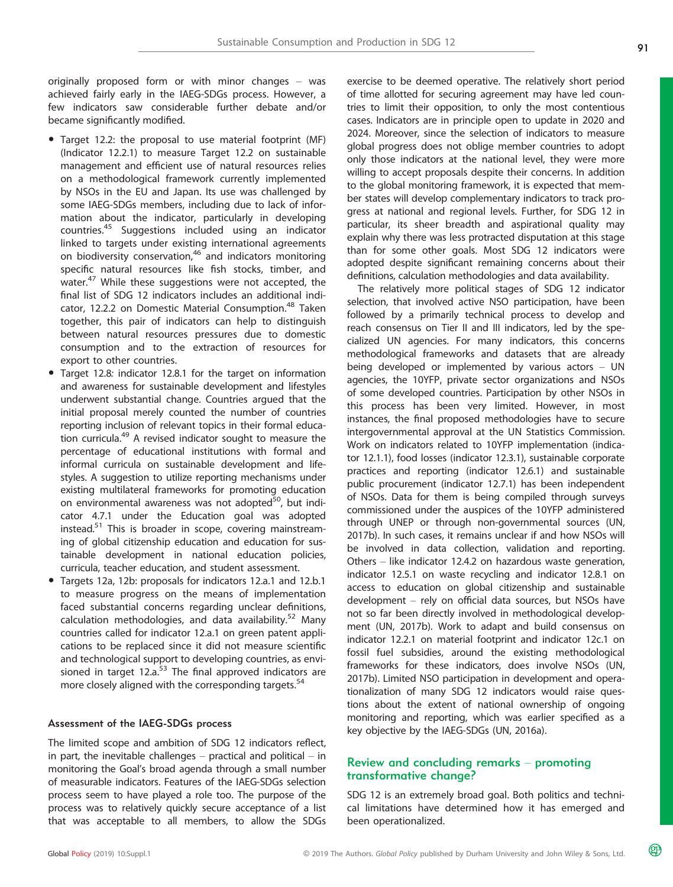originally proposed form or with minor changes – was achieved fairly early in the IAEG-SDGs process. However, a few indicators saw considerable further debate and/or became significantly modified.

- Target 12.2: the proposal to use material footprint (MF) (Indicator 12.2.1) to measure Target 12.2 on sustainable management and efficient use of natural resources relies on a methodological framework currently implemented by NSOs in the EU and Japan. Its use was challenged by some IAEG-SDGs members, including due to lack of information about the indicator, particularly in developing countries.[45] Suggestions included using an indicator linked to targets under existing international agreements on biodiversity conservation,[46] and indicators monitoring specific natural resources like fish stocks, timber, and water.[47] While these suggestions were not accepted, the final list of SDG 12 indicators includes an additional indicator, 12.2.2 on Domestic Material Consumption.[48] Taken together, this pair of indicators can help to distinguish between natural resources pressures due to domestic consumption and to the extraction of resources for export to other countries.
- Target 12.8*:* indicator 12.8.1 for the target on information and awareness for sustainable development and lifestyles underwent substantial change. Countries argued that the initial proposal merely counted the number of countries reporting inclusion of relevant topics in their formal education curricula.[49] A revised indicator sought to measure the percentage of educational institutions with formal and informal curricula on sustainable development and lifestyles. A suggestion to utilize reporting mechanisms under existing multilateral frameworks for promoting education on environmental awareness was not adopted[50], but indicator 4.7.1 under the Education goal was adopted instead.[51] This is broader in scope, covering mainstreaming of global citizenship education and education for sustainable development in national education policies, curricula, teacher education, and student assessment.
- Targets 12a, 12b: proposals for indicators 12.a.1 and 12.b.1 to measure progress on the means of implementation faced substantial concerns regarding unclear definitions, calculation methodologies, and data availability.[52] Many countries called for indicator 12.a.1 on green patent applications to be replaced since it did not measure scientific and technological support to developing countries, as envisioned in target 12.a.[53] The final approved indicators are more closely aligned with the corresponding targets.[54]

### Assessment of the IAEG-SDGs process

The limited scope and ambition of SDG 12 indicators reflect, in part, the inevitable challenges – practical and political – in monitoring the Goal's broad agenda through a small number of measurable indicators. Features of the IAEG-SDGs selection process seem to have played a role too. The purpose of the process was to relatively quickly secure acceptance of a list that was acceptable to all members, to allow the SDGs exercise to be deemed operative. The relatively short period of time allotted for securing agreement may have led countries to limit their opposition, to only the most contentious cases. Indicators are in principle open to update in 2020 and 2024. Moreover, since the selection of indicators to measure global progress does not oblige member countries to adopt only those indicators at the national level, they were more willing to accept proposals despite their concerns. In addition to the global monitoring framework, it is expected that member states will develop complementary indicators to track progress at national and regional levels. Further, for SDG 12 in particular, its sheer breadth and aspirational quality may explain why there was less protracted disputation at this stage than for some other goals. Most SDG 12 indicators were adopted despite significant remaining concerns about their definitions, calculation methodologies and data availability.

The relatively more political stages of SDG 12 indicator selection, that involved active NSO participation, have been followed by a primarily technical process to develop and reach consensus on Tier II and III indicators, led by the specialized UN agencies. For many indicators, this concerns methodological frameworks and datasets that are already being developed or implemented by various actors – UN agencies, the 10YFP, private sector organizations and NSOs of some developed countries. Participation by other NSOs in this process has been very limited. However, in most instances, the final proposed methodologies have to secure intergovernmental approval at the UN Statistics Commission. Work on indicators related to 10YFP implementation (indicator 12.1.1), food losses (indicator 12.3.1), sustainable corporate practices and reporting (indicator 12.6.1) and sustainable public procurement (indicator 12.7.1) has been independent of NSOs. Data for them is being compiled through surveys commissioned under the auspices of the 10YFP administered through UNEP or through non-governmental sources (UN, 2017b). In such cases, it remains unclear if and how NSOs will be involved in data collection, validation and reporting. Others – like indicator 12.4.2 on hazardous waste generation, indicator 12.5.1 on waste recycling and indicator 12.8.1 on access to education on global citizenship and sustainable development – rely on official data sources, but NSOs have not so far been directly involved in methodological development (UN, 2017b). Work to adapt and build consensus on indicator 12.2.1 on material footprint and indicator 12c.1 on fossil fuel subsidies, around the existing methodological frameworks for these indicators, does involve NSOs (UN, 2017b). Limited NSO participation in development and operationalization of many SDG 12 indicators would raise questions about the extent of national ownership of ongoing monitoring and reporting, which was earlier specified as a key objective by the IAEG-SDGs (UN, 2016a).

## Review and concluding remarks – promoting transformative change?

SDG 12 is an extremely broad goal. Both politics and technical limitations have determined how it has emerged and been operationalized.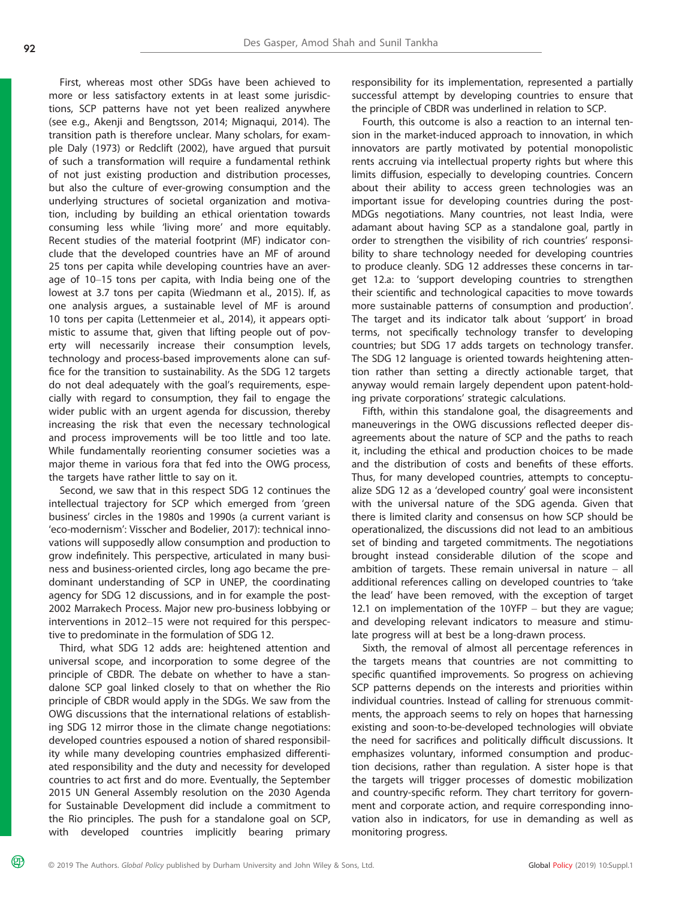First, whereas most other SDGs have been achieved to more or less satisfactory extents in at least some jurisdictions, SCP patterns have not yet been realized anywhere (see e.g., Akenji and Bengtsson, 2014; Mignaqui, 2014). The transition path is therefore unclear. Many scholars, for example Daly (1973) or Redclift (2002), have argued that pursuit of such a transformation will require a fundamental rethink of not just existing production and distribution processes, but also the culture of ever-growing consumption and the underlying structures of societal organization and motivation, including by building an ethical orientation towards consuming less while 'living more' and more equitably. Recent studies of the material footprint (MF) indicator conclude that the developed countries have an MF of around 25 tons per capita while developing countries have an average of 10–15 tons per capita, with India being one of the lowest at 3.7 tons per capita (Wiedmann et al., 2015). If, as one analysis argues, a sustainable level of MF is around 10 tons per capita (Lettenmeier et al., 2014), it appears optimistic to assume that, given that lifting people out of poverty will necessarily increase their consumption levels, technology and process-based improvements alone can suffice for the transition to sustainability. As the SDG 12 targets do not deal adequately with the goal's requirements, especially with regard to consumption, they fail to engage the wider public with an urgent agenda for discussion, thereby increasing the risk that even the necessary technological and process improvements will be too little and too late. While fundamentally reorienting consumer societies was a major theme in various fora that fed into the OWG process, the targets have rather little to say on it.

Second, we saw that in this respect SDG 12 continues the intellectual trajectory for SCP which emerged from 'green business' circles in the 1980s and 1990s (a current variant is 'eco-modernism': Visscher and Bodelier, 2017): technical innovations will supposedly allow consumption and production to grow indefinitely. This perspective, articulated in many business and business-oriented circles, long ago became the predominant understanding of SCP in UNEP, the coordinating agency for SDG 12 discussions, and in for example the post-2002 Marrakech Process. Major new pro-business lobbying or interventions in 2012–15 were not required for this perspective to predominate in the formulation of SDG 12.

Third, what SDG 12 adds are: heightened attention and universal scope, and incorporation to some degree of the principle of CBDR. The debate on whether to have a standalone SCP goal linked closely to that on whether the Rio principle of CBDR would apply in the SDGs. We saw from the OWG discussions that the international relations of establishing SDG 12 mirror those in the climate change negotiations: developed countries espoused a notion of shared responsibility while many developing countries emphasized differentiated responsibility and the duty and necessity for developed countries to act first and do more. Eventually, the September 2015 UN General Assembly resolution on the 2030 Agenda for Sustainable Development did include a commitment to the Rio principles. The push for a standalone goal on SCP, with developed countries implicitly bearing primary responsibility for its implementation, represented a partially successful attempt by developing countries to ensure that the principle of CBDR was underlined in relation to SCP.

Fourth, this outcome is also a reaction to an internal tension in the market-induced approach to innovation, in which innovators are partly motivated by potential monopolistic rents accruing via intellectual property rights but where this limits diffusion, especially to developing countries. Concern about their ability to access green technologies was an important issue for developing countries during the post-MDGs negotiations. Many countries, not least India, were adamant about having SCP as a standalone goal, partly in order to strengthen the visibility of rich countries' responsibility to share technology needed for developing countries to produce cleanly. SDG 12 addresses these concerns in target 12.a: to 'support developing countries to strengthen their scientific and technological capacities to move towards more sustainable patterns of consumption and production'. The target and its indicator talk about 'support' in broad terms, not specifically technology transfer to developing countries; but SDG 17 adds targets on technology transfer. The SDG 12 language is oriented towards heightening attention rather than setting a directly actionable target, that anyway would remain largely dependent upon patent-holding private corporations' strategic calculations.

Fifth, within this standalone goal, the disagreements and maneuverings in the OWG discussions reflected deeper disagreements about the nature of SCP and the paths to reach it, including the ethical and production choices to be made and the distribution of costs and benefits of these efforts. Thus, for many developed countries, attempts to conceptualize SDG 12 as a 'developed country' goal were inconsistent with the universal nature of the SDG agenda. Given that there is limited clarity and consensus on how SCP should be operationalized, the discussions did not lead to an ambitious set of binding and targeted commitments. The negotiations brought instead considerable dilution of the scope and ambition of targets. These remain universal in nature – all additional references calling on developed countries to 'take the lead' have been removed, with the exception of target 12.1 on implementation of the 10YFP – but they are vague; and developing relevant indicators to measure and stimulate progress will at best be a long-drawn process.

Sixth, the removal of almost all percentage references in the targets means that countries are not committing to specific quantified improvements. So progress on achieving SCP patterns depends on the interests and priorities within individual countries. Instead of calling for strenuous commitments, the approach seems to rely on hopes that harnessing existing and soon-to-be-developed technologies will obviate the need for sacrifices and politically difficult discussions. It emphasizes voluntary, informed consumption and production decisions, rather than regulation. A sister hope is that the targets will trigger processes of domestic mobilization and country-specific reform. They chart territory for government and corporate action, and require corresponding innovation also in indicators, for use in demanding as well as monitoring progress.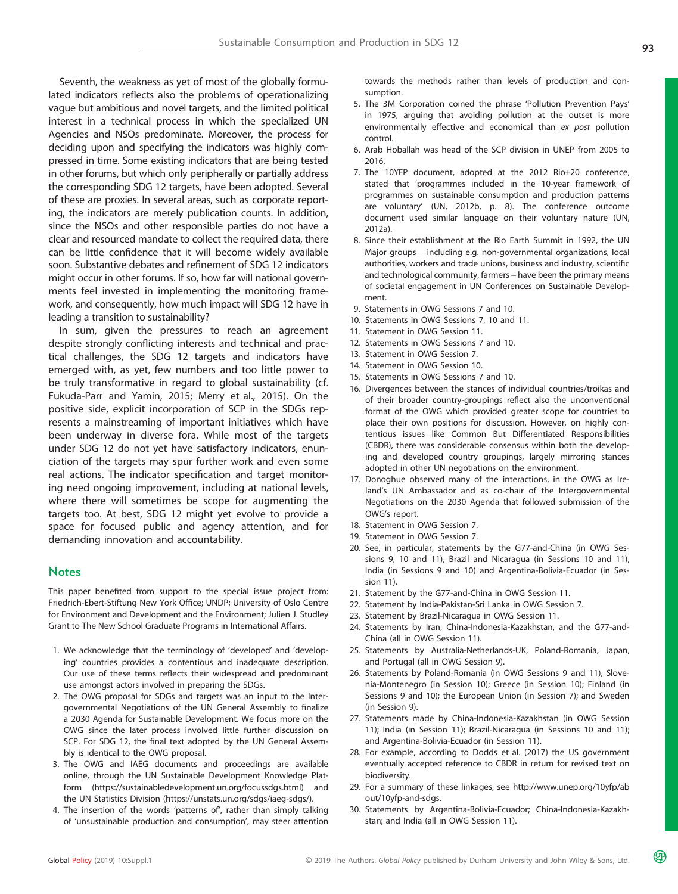Seventh, the weakness as yet of most of the globally formulated indicators reflects also the problems of operationalizing vague but ambitious and novel targets, and the limited political interest in a technical process in which the specialized UN Agencies and NSOs predominate. Moreover, the process for deciding upon and specifying the indicators was highly compressed in time. Some existing indicators that are being tested in other forums, but which only peripherally or partially address the corresponding SDG 12 targets, have been adopted. Several of these are proxies. In several areas, such as corporate reporting, the indicators are merely publication counts. In addition, since the NSOs and other responsible parties do not have a clear and resourced mandate to collect the required data, there can be little confidence that it will become widely available soon. Substantive debates and refinement of SDG 12 indicators might occur in other forums. If so, how far will national governments feel invested in implementing the monitoring framework, and consequently, how much impact will SDG 12 have in leading a transition to sustainability?

In sum, given the pressures to reach an agreement despite strongly conflicting interests and technical and practical challenges, the SDG 12 targets and indicators have emerged with, as yet, few numbers and too little power to be truly transformative in regard to global sustainability (cf. Fukuda-Parr and Yamin, 2015; Merry et al., 2015). On the positive side, explicit incorporation of SCP in the SDGs represents a mainstreaming of important initiatives which have been underway in diverse fora. While most of the targets under SDG 12 do not yet have satisfactory indicators, enunciation of the targets may spur further work and even some real actions. The indicator specification and target monitoring need ongoing improvement, including at national levels, where there will sometimes be scope for augmenting the targets too. At best, SDG 12 might yet evolve to provide a space for focused public and agency attention, and for demanding innovation and accountability.

## Notes

This paper benefited from support to the special issue project from: Friedrich-Ebert-Stiftung New York Office; UNDP; University of Oslo Centre for Environment and Development and the Environment; Julien J. Studley Grant to The New School Graduate Programs in International Affairs.

1. We acknowledge that the terminology of 'developed' and 'developing' countries provides a contentious and inadequate description. Our use of these terms reflects their widespread and predominant use amongst actors involved in preparing the SDGs.
2. The OWG proposal for SDGs and targets was an input to the Intergovernmental Negotiations of the UN General Assembly to finalize a 2030 Agenda for Sustainable Development. We focus more on the OWG since the later process involved little further discussion on SCP. For SDG 12, the final text adopted by the UN General Assembly is identical to the OWG proposal.
3. The OWG and IAEG documents and proceedings are available online, through the UN Sustainable Development Knowledge Platform (https://sustainabledevelopment.un.org/focussdgs.html) and the UN Statistics Division (https://unstats.un.org/sdgs/iaeg-sdgs/).
4. The insertion of the words 'patterns of', rather than simply talking of 'unsustainable production and consumption', may steer attention towards the methods rather than levels of production and consumption.
5. The 3M Corporation coined the phrase 'Pollution Prevention Pays' in 1975, arguing that avoiding pollution at the outset is more environmentally effective and economical than *ex post* pollution control.
6. Arab Hoballah was head of the SCP division in UNEP from 2005 to 2016.
7. The 10YFP document, adopted at the 2012 Rio+20 conference, stated that 'programmes included in the 10-year framework of programmes on sustainable consumption and production patterns are voluntary' (UN, 2012b, p. 8). The conference outcome document used similar language on their voluntary nature (UN, 2012a).
8. Since their establishment at the Rio Earth Summit in 1992, the UN Major groups – including e.g. non-governmental organizations, local authorities, workers and trade unions, business and industry, scientific and technological community, farmers – have been the primary means of societal engagement in UN Conferences on Sustainable Development.
9. Statements in OWG Sessions 7 and 10.
10. Statements in OWG Sessions 7, 10 and 11.
11. Statement in OWG Session 11.
12. Statements in OWG Sessions 7 and 10.
13. Statement in OWG Session 7.
14. Statement in OWG Session 10.
15. Statements in OWG Sessions 7 and 10.
16. Divergences between the stances of individual countries/troikas and of their broader country-groupings reflect also the unconventional format of the OWG which provided greater scope for countries to place their own positions for discussion. However, on highly contentious issues like Common But Differentiated Responsibilities (CBDR), there was considerable consensus within both the developing and developed country groupings, largely mirroring stances adopted in other UN negotiations on the environment.
17. Donoghue observed many of the interactions, in the OWG as Ireland's UN Ambassador and as co-chair of the Intergovernmental Negotiations on the 2030 Agenda that followed submission of the OWG's report.
18. Statement in OWG Session 7.
19. Statement in OWG Session 7.
20. See, in particular, statements by the G77-and-China (in OWG Sessions 9, 10 and 11), Brazil and Nicaragua (in Sessions 10 and 11), India (in Sessions 9 and 10) and Argentina-Bolivia-Ecuador (in Session 11).
21. Statement by the G77-and-China in OWG Session 11.
22. Statement by India-Pakistan-Sri Lanka in OWG Session 7.
23. Statement by Brazil-Nicaragua in OWG Session 11.
24. Statements by Iran, China-Indonesia-Kazakhstan, and the G77-and-China (all in OWG Session 11).
25. Statements by Australia-Netherlands-UK, Poland-Romania, Japan, and Portugal (all in OWG Session 9).
26. Statements by Poland-Romania (in OWG Sessions 9 and 11), Slovenia-Montenegro (in Session 10); Greece (in Session 10); Finland (in Sessions 9 and 10); the European Union (in Session 7); and Sweden (in Session 9).
27. Statements made by China-Indonesia-Kazakhstan (in OWG Session 11); India (in Session 11); Brazil-Nicaragua (in Sessions 10 and 11); and Argentina-Bolivia-Ecuador (in Session 11).
28. For example, according to Dodds et al. (2017) the US government eventually accepted reference to CBDR in return for revised text on biodiversity.
29. For a summary of these linkages, see http://www.unep.org/10yfp/about/10yfp-and-sdgs.
30. Statements by Argentina-Bolivia-Ecuador; China-Indonesia-Kazakhstan; and India (all in OWG Session 11).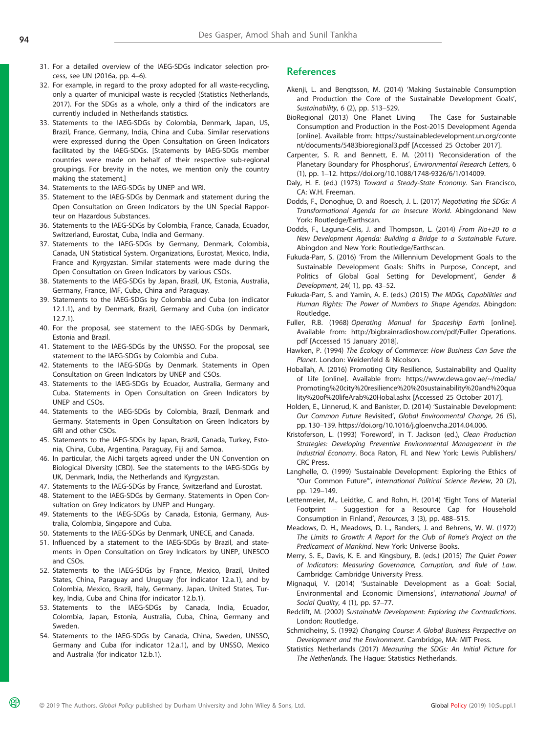31. For a detailed overview of the IAEG-SDGs indicator selection process, see UN (2016a, pp. 4–6).
32. For example, in regard to the proxy adopted for all waste-recycling, only a quarter of municipal waste is recycled (Statistics Netherlands, 2017). For the SDGs as a whole, only a third of the indicators are currently included in Netherlands statistics.
33. Statements to the IAEG-SDGs by Colombia, Denmark, Japan, US, Brazil, France, Germany, India, China and Cuba. Similar reservations were expressed during the Open Consultation on Green Indicators facilitated by the IAEG-SDGs. [Statements by IAEG-SDGs member countries were made on behalf of their respective sub-regional groupings. For brevity in the notes, we mention only the country making the statement.]
34. Statements to the IAEG-SDGs by UNEP and WRI.
35. Statement to the IAEG-SDGs by Denmark and statement during the Open Consultation on Green Indicators by the UN Special Rapporteur on Hazardous Substances.
36. Statements to the IAEG-SDGs by Colombia, France, Canada, Ecuador, Switzerland, Eurostat, Cuba, India and Germany.
37. Statements to the IAEG-SDGs by Germany, Denmark, Colombia, Canada, UN Statistical System. Organizations, Eurostat, Mexico, India, France and Kyrgyzstan. Similar statements were made during the Open Consultation on Green Indicators by various CSOs.
38. Statements to the IAEG-SDGs by Japan, Brazil, UK, Estonia, Australia, Germany, France, IMF, Cuba, China and Paraguay.
39. Statements to the IAEG-SDGs by Colombia and Cuba (on indicator 12.1.1), and by Denmark, Brazil, Germany and Cuba (on indicator 12.7.1).
40. For the proposal, see statement to the IAEG-SDGs by Denmark, Estonia and Brazil.
41. Statement to the IAEG-SDGs by the UNSSO. For the proposal, see statement to the IAEG-SDGs by Colombia and Cuba.
42. Statements to the IAEG-SDGs by Denmark. Statements in Open Consultation on Green Indicators by UNEP and CSOs.
43. Statements to the IAEG-SDGs by Ecuador, Australia, Germany and Cuba. Statements in Open Consultation on Green Indicators by UNEP and CSOs.
44. Statements to the IAEG-SDGs by Colombia, Brazil, Denmark and Germany. Statements in Open Consultation on Green Indicators by GRI and other CSOs.
45. Statements to the IAEG-SDGs by Japan, Brazil, Canada, Turkey, Estonia, China, Cuba, Argentina, Paraguay, Fiji and Samoa.
46. In particular, the Aichi targets agreed under the UN Convention on Biological Diversity (CBD). See the statements to the IAEG-SDGs by UK, Denmark, India, the Netherlands and Kyrgyzstan.
47. Statements to the IAEG-SDGs by France, Switzerland and Eurostat.
48. Statement to the IAEG-SDGs by Germany. Statements in Open Consultation on Grey Indicators by UNEP and Hungary.
49. Statements to the IAEG-SDGs by Canada, Estonia, Germany, Australia, Colombia, Singapore and Cuba.
50. Statements to the IAEG-SDGs by Denmark, UNECE, and Canada.
51. Influenced by a statement to the IAEG-SDGs by Brazil, and statements in Open Consultation on Grey Indicators by UNEP, UNESCO and CSOs.
52. Statements to the IAEG-SDGs by France, Mexico, Brazil, United States, China, Paraguay and Uruguay (for indicator 12.a.1), and by Colombia, Mexico, Brazil, Italy, Germany, Japan, United States, Turkey, India, Cuba and China (for indicator 12.b.1).
53. Statements to the IAEG-SDGs by Canada, India, Ecuador, Colombia, Japan, Estonia, Australia, Cuba, China, Germany and Sweden.
54. Statements to the IAEG-SDGs by Canada, China, Sweden, UNSSO, Germany and Cuba (for indicator 12.a.1), and by UNSSO, Mexico and Australia (for indicator 12.b.1).

## References

Akenji, L. and Bengtsson, M. (2014) 'Making Sustainable Consumption and Production the Core of the Sustainable Development Goals', *Sustainability*, 6 (2), pp. 513–529.

BioRegional (2013) One Planet Living – The Case for Sustainable Consumption and Production in the Post-2015 Development Agenda [online]. Available from: https://sustainabledevelopment.un.org/content/documents/5483bioregional3.pdf [Accessed 25 October 2017].

Carpenter, S. R. and Bennett, E. M. (2011) 'Reconsideration of the Planetary Boundary for Phosphorus', *Environmental Research Letters*, 6 (1), pp. 1–12. https://doi.org/10.1088/1748-9326/6/1/014009.

Daly, H. E. (ed.) (1973) *Toward a Steady-State Economy*. San Francisco, CA: W.H. Freeman.

Dodds, F., Donoghue, D. and Roesch, J. L. (2017) *Negotiating the SDGs: A Transformational Agenda for an Insecure World*. Abingdonand New York: Routledge/Earthscan.

Dodds, F., Laguna-Celis, J. and Thompson, L. (2014) *From Rio+20 to a New Development Agenda: Building a Bridge to a Sustainable Future*. Abingdon and New York: Routledge/Earthscan.

Fukuda-Parr, S. (2016) 'From the Millennium Development Goals to the Sustainable Development Goals: Shifts in Purpose, Concept, and Politics of Global Goal Setting for Development', *Gender & Development*, 24( 1), pp. 43–52.

Fukuda-Parr, S. and Yamin, A. E. (eds.) (2015) *The MDGs, Capabilities and Human Rights: The Power of Numbers to Shape Agendas*. Abingdon: Routledge.

Fuller, R.B. (1968) *Operating Manual for Spaceship Earth* [online]. Available from: http://bigbrainradioshow.com/pdf/Fuller_Operations.pdf [Accessed 15 January 2018].

Hawken, P. (1994) *The Ecology of Commerce: How Business Can Save the Planet*. London: Weidenfeld & Nicolson.

Hoballah, A. (2016) Promoting City Resilience, Sustainability and Quality of Life [online]. Available from: https://www.dewa.gov.ae/~/media/Promoting%20city%20resilience%20%20sustainability%20and%20quality%20of%20lifeArab%20Hobal.ashx [Accessed 25 October 2017].

Holden, E., Linnerud, K. and Banister, D. (2014) 'Sustainable Development: Our Common Future Revisited', *Global Environmental Change*, 26 (5), pp. 130–139. https://doi.org/10.1016/j.gloenvcha.2014.04.006.

Kristoferson, L. (1993) 'Foreword', in T. Jackson (ed.), *Clean Production Strategies: Developing Preventive Environmental Management in the Industrial Economy*. Boca Raton, FL and New York: Lewis Publishers/CRC Press.

Langhelle, O. (1999) 'Sustainable Development: Exploring the Ethics of "Our Common Future"', *International Political Science Review*, 20 (2), pp. 129–149.

Lettenmeier, M., Leidtke, C. and Rohn, H. (2014) 'Eight Tons of Material Footprint – Suggestion for a Resource Cap for Household Consumption in Finland', *Resources*, 3 (3), pp. 488–515.

Meadows, D. H., Meadows, D. L., Randers, J. and Behrens, W. W. (1972) *The Limits to Growth: A Report for the Club of Rome's Project on the Predicament of Mankind*. New York: Universe Books.

Merry, S. E., Davis, K. E. and Kingsbury, B. (eds.) (2015) *The Quiet Power of Indicators: Measuring Governance, Corruption, and Rule of Law*. Cambridge: Cambridge University Press.

Mignaqui, V. (2014) 'Sustainable Development as a Goal: Social, Environmental and Economic Dimensions', *International Journal of Social Quality*, 4 (1), pp. 57–77.

Redclift, M. (2002) *Sustainable Development: Exploring the Contradictions*. London: Routledge.

Schmidheiny, S. (1992) *Changing Course: A Global Business Perspective on Development and the Environment*. Cambridge, MA: MIT Press.

Statistics Netherlands (2017) *Measuring the SDGs: An Initial Picture for The Netherlands*. The Hague: Statistics Netherlands.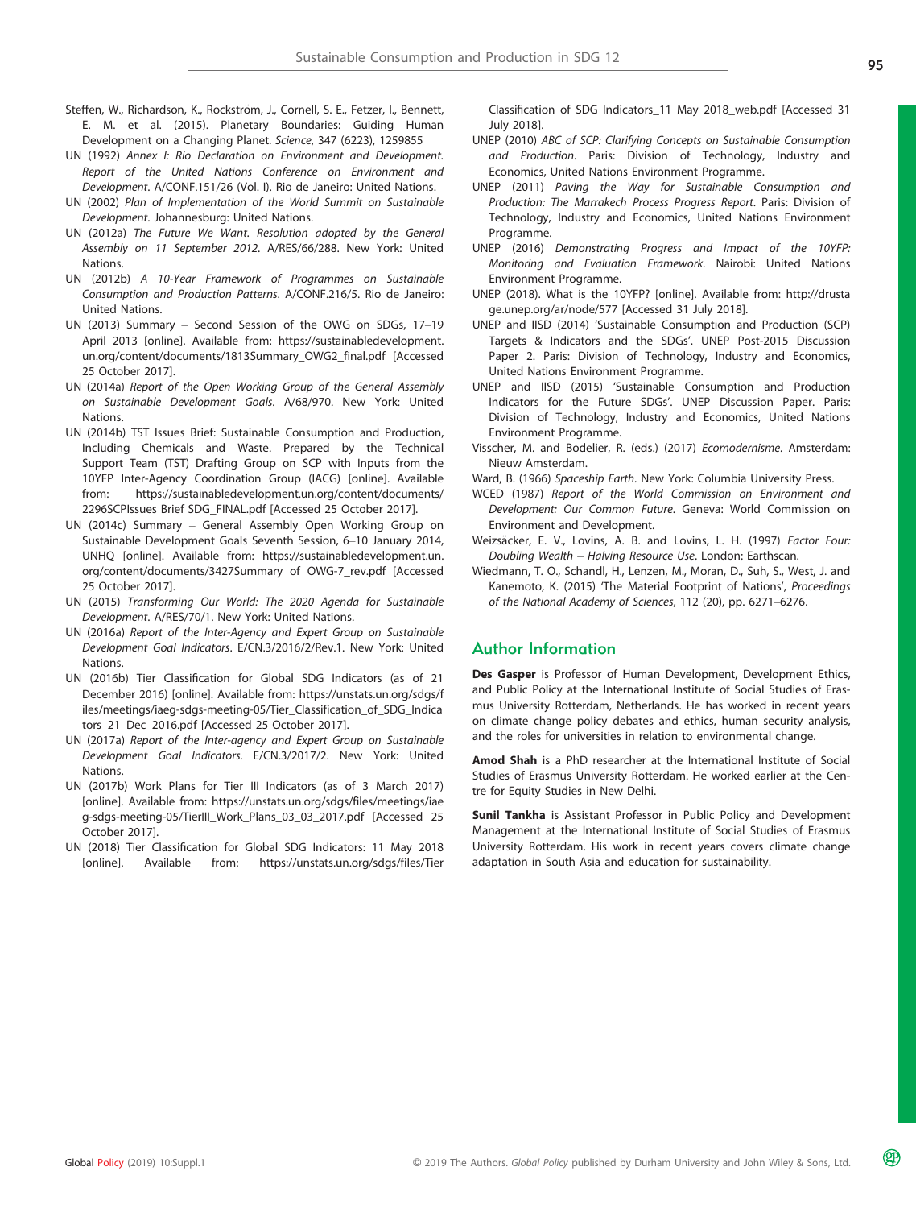Steffen, W., Richardson, K., Rockström, J., Cornell, S. E., Fetzer, I., Bennett, E. M. et al. (2015). Planetary Boundaries: Guiding Human Development on a Changing Planet. *Science*, 347 (6223), 1259855

UN (1992) *Annex I: Rio Declaration on Environment and Development. Report of the United Nations Conference on Environment and Development*. A/CONF.151/26 (Vol. I). Rio de Janeiro: United Nations.

UN (2002) *Plan of Implementation of the World Summit on Sustainable Development*. Johannesburg: United Nations.

UN (2012a) *The Future We Want. Resolution adopted by the General Assembly on 11 September 2012*. A/RES/66/288. New York: United Nations.

UN (2012b) *A 10-Year Framework of Programmes on Sustainable Consumption and Production Patterns*. A/CONF.216/5. Rio de Janeiro: United Nations.

UN (2013) Summary – Second Session of the OWG on SDGs, 17–19 April 2013 [online]. Available from: https://sustainabledevelopment.un.org/content/documents/1813Summary_OWG2_final.pdf [Accessed 25 October 2017].

UN (2014a) *Report of the Open Working Group of the General Assembly on Sustainable Development Goals*. A/68/970. New York: United Nations.

UN (2014b) TST Issues Brief: Sustainable Consumption and Production, Including Chemicals and Waste. Prepared by the Technical Support Team (TST) Drafting Group on SCP with Inputs from the 10YFP Inter-Agency Coordination Group (IACG) [online]. Available from: https://sustainabledevelopment.un.org/content/documents/2296SCPIssues Brief SDG_FINAL.pdf [Accessed 25 October 2017].

UN (2014c) Summary – General Assembly Open Working Group on Sustainable Development Goals Seventh Session, 6–10 January 2014, UNHQ [online]. Available from: https://sustainabledevelopment.un.org/content/documents/3427Summary of OWG-7_rev.pdf [Accessed 25 October 2017].

UN (2015) *Transforming Our World: The 2020 Agenda for Sustainable Development*. A/RES/70/1. New York: United Nations.

UN (2016a) *Report of the Inter-Agency and Expert Group on Sustainable Development Goal Indicators*. E/CN.3/2016/2/Rev.1. New York: United Nations.

UN (2016b) Tier Classification for Global SDG Indicators (as of 21 December 2016) [online]. Available from: https://unstats.un.org/sdgs/files/meetings/iaeg-sdgs-meeting-05/Tier_Classification_of_SDG_Indicators_21_Dec_2016.pdf [Accessed 25 October 2017].

UN (2017a) *Report of the Inter-agency and Expert Group on Sustainable Development Goal Indicators*. E/CN.3/2017/2. New York: United Nations.

UN (2017b) Work Plans for Tier III Indicators (as of 3 March 2017) [online]. Available from: https://unstats.un.org/sdgs/files/meetings/iaeg-sdgs-meeting-05/TierIII_Work_Plans_03_03_2017.pdf [Accessed 25 October 2017].

UN (2018) Tier Classification for Global SDG Indicators: 11 May 2018 [online]. Available from: https://unstats.un.org/sdgs/files/Tier Classification of SDG Indicators_11 May 2018_web.pdf [Accessed 31 July 2018].

UNEP (2010) *ABC of SCP: Clarifying Concepts on Sustainable Consumption and Production*. Paris: Division of Technology, Industry and Economics, United Nations Environment Programme.

UNEP (2011) *Paving the Way for Sustainable Consumption and Production: The Marrakech Process Progress Report*. Paris: Division of Technology, Industry and Economics, United Nations Environment Programme.

UNEP (2016) *Demonstrating Progress and Impact of the 10YFP: Monitoring and Evaluation Framework*. Nairobi: United Nations Environment Programme.

UNEP (2018). What is the 10YFP? [online]. Available from: http://drustage.unep.org/ar/node/577 [Accessed 31 July 2018].

UNEP and IISD (2014) 'Sustainable Consumption and Production (SCP) Targets & Indicators and the SDGs'. UNEP Post-2015 Discussion Paper 2. Paris: Division of Technology, Industry and Economics, United Nations Environment Programme.

UNEP and IISD (2015) 'Sustainable Consumption and Production Indicators for the Future SDGs'. UNEP Discussion Paper. Paris: Division of Technology, Industry and Economics, United Nations Environment Programme.

Visscher, M. and Bodelier, R. (eds.) (2017) *Ecomodernisme*. Amsterdam: Nieuw Amsterdam.

Ward, B. (1966) *Spaceship Earth*. New York: Columbia University Press.

WCED (1987) *Report of the World Commission on Environment and Development: Our Common Future*. Geneva: World Commission on Environment and Development.

Weizsäcker, E. V., Lovins, A. B. and Lovins, L. H. (1997) *Factor Four: Doubling Wealth – Halving Resource Use*. London: Earthscan.

Wiedmann, T. O., Schandl, H., Lenzen, M., Moran, D., Suh, S., West, J. and Kanemoto, K. (2015) 'The Material Footprint of Nations', *Proceedings of the National Academy of Sciences*, 112 (20), pp. 6271–6276.

## Author Information

**Des Gasper** is Professor of Human Development, Development Ethics, and Public Policy at the International Institute of Social Studies of Erasmus University Rotterdam, Netherlands. He has worked in recent years on climate change policy debates and ethics, human security analysis, and the roles for universities in relation to environmental change.

**Amod Shah** is a PhD researcher at the International Institute of Social Studies of Erasmus University Rotterdam. He worked earlier at the Centre for Equity Studies in New Delhi.

**Sunil Tankha** is Assistant Professor in Public Policy and Development Management at the International Institute of Social Studies of Erasmus University Rotterdam. His work in recent years covers climate change adaptation in South Asia and education for sustainability.